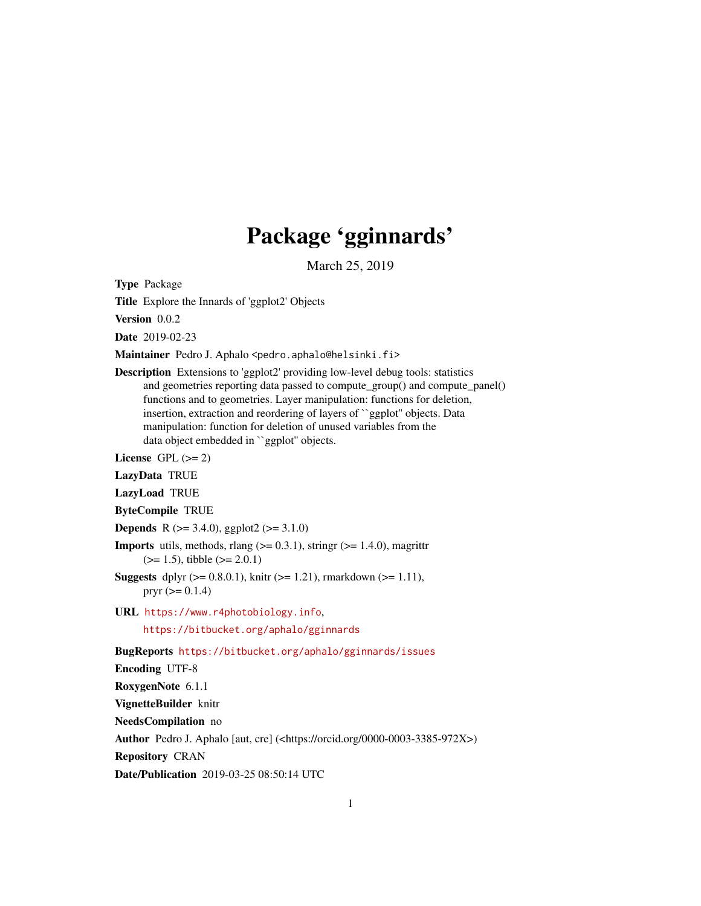# Package 'gginnards'

March 25, 2019

**Type** Package

**Title** Explore the Innards of 'ggplot2' Objects

**Version** 0.0.2

**Date** 2019-02-23

**Maintainer** Pedro J. Aphalo <pedro.aphalo@helsinki.fi>

**Description** Extensions to 'ggplot2' providing low-level debug tools: statistics and geometries reporting data passed to compute_group() and compute_panel() functions and to geometries. Layer manipulation: functions for deletion, insertion, extraction and reordering of layers of ``ggplot'' objects. Data manipulation: function for deletion of unused variables from the data object embedded in ``ggplot'' objects.

**License** GPL (>= 2)

**LazyData** TRUE

**LazyLoad** TRUE

**ByteCompile** TRUE

**Depends** R (>= 3.4.0), ggplot2 (>= 3.1.0)

**Imports** utils, methods, rlang (>= 0.3.1), stringr (>= 1.4.0), magrittr (>= 1.5), tibble (>= 2.0.1)

**Suggests** dplyr (>= 0.8.0.1), knitr (>= 1.21), rmarkdown (>= 1.11), pryr (>= 0.1.4)

**URL** https://www.r4photobiology.info, https://bitbucket.org/aphalo/gginnards

**BugReports** https://bitbucket.org/aphalo/gginnards/issues

**Encoding** UTF-8

**RoxygenNote** 6.1.1

**VignetteBuilder** knitr

**NeedsCompilation** no

**Author** Pedro J. Aphalo [aut, cre] (<https://orcid.org/0000-0003-3385-972X>)

**Repository** CRAN

**Date/Publication** 2019-03-25 08:50:14 UTC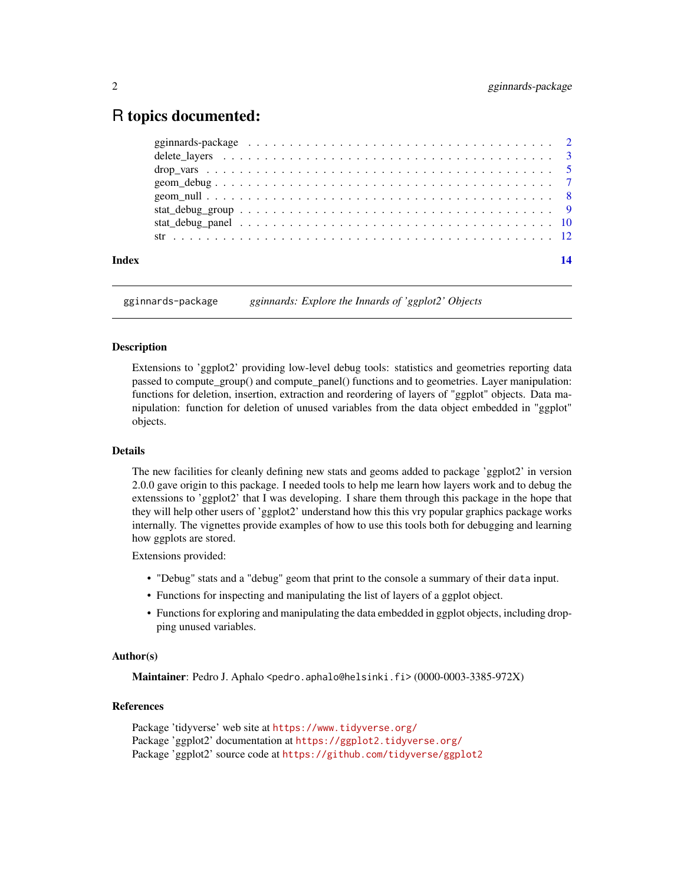# R topics documented:

| | |
|---|---|
| gginnards-package | 2 |
| delete_layers | 3 |
| drop_vars | 5 |
| geom_debug | 7 |
| geom_null | 8 |
| stat_debug_group | 9 |
| stat_debug_panel | 10 |
| str | 12 |
| **Index** | **14** |

---

`gginnards-package` *gginnards: Explore the Innards of 'ggplot2' Objects*

---

## Description

Extensions to 'ggplot2' providing low-level debug tools: statistics and geometries reporting data passed to compute_group() and compute_panel() functions and to geometries. Layer manipulation: functions for deletion, insertion, extraction and reordering of layers of "ggplot" objects. Data manipulation: function for deletion of unused variables from the data object embedded in "ggplot" objects.

## Details

The new facilities for cleanly defining new stats and geoms added to package 'ggplot2' in version 2.0.0 gave origin to this package. I needed tools to help me learn how layers work and to debug the extenssions to 'ggplot2' that I was developing. I share them through this package in the hope that they will help other users of 'ggplot2' understand how this this vry popular graphics package works internally. The vignettes provide examples of how to use this tools both for debugging and learning how ggplots are stored.

Extensions provided:

- "Debug" stats and a "debug" geom that print to the console a summary of their `data` input.
- Functions for inspecting and manipulating the list of layers of a ggplot object.
- Functions for exploring and manipulating the data embedded in ggplot objects, including dropping unused variables.

## Author(s)

**Maintainer**: Pedro J. Aphalo <`pedro.aphalo@helsinki.fi`> (0000-0003-3385-972X)

## References

Package 'tidyverse' web site at `https://www.tidyverse.org/`
Package 'ggplot2' documentation at `https://ggplot2.tidyverse.org/`
Package 'ggplot2' source code at `https://github.com/tidyverse/ggplot2`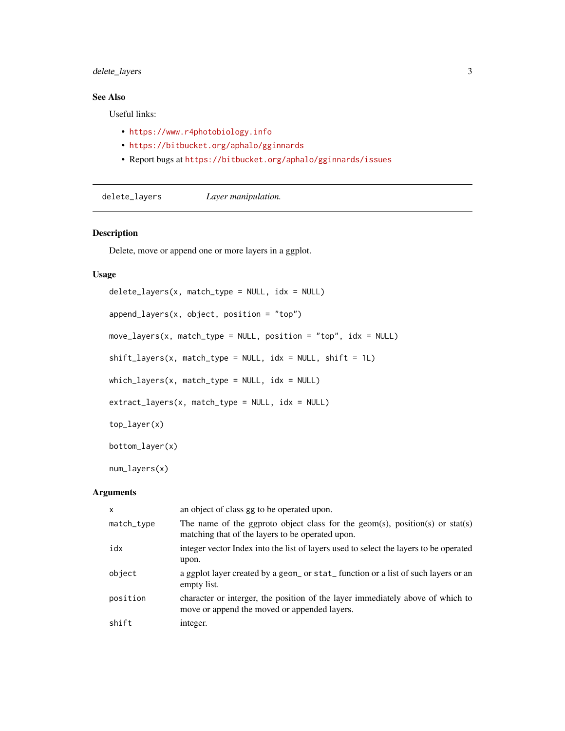## See Also

Useful links:

- https://www.r4photobiology.info
- https://bitbucket.org/aphalo/gginnards
- Report bugs at https://bitbucket.org/aphalo/gginnards/issues

---

`delete_layers` *Layer manipulation.*

---

## Description

Delete, move or append one or more layers in a ggplot.

## Usage

```
delete_layers(x, match_type = NULL, idx = NULL)

append_layers(x, object, position = "top")

move_layers(x, match_type = NULL, position = "top", idx = NULL)

shift_layers(x, match_type = NULL, idx = NULL, shift = 1L)

which_layers(x, match_type = NULL, idx = NULL)

extract_layers(x, match_type = NULL, idx = NULL)

top_layer(x)

bottom_layer(x)

num_layers(x)
```

## Arguments

| | |
|---|---|
| `x` | an object of class gg to be operated upon. |
| `match_type` | The name of the ggproto object class for the geom(s), position(s) or stat(s) matching that of the layers to be operated upon. |
| `idx` | integer vector Index into the list of layers used to select the layers to be operated upon. |
| `object` | a ggplot layer created by a `geom_` or `stat_` function or a list of such layers or an empty list. |
| `position` | character or interger, the position of the layer immediately above of which to move or append the moved or appended layers. |
| `shift` | integer. |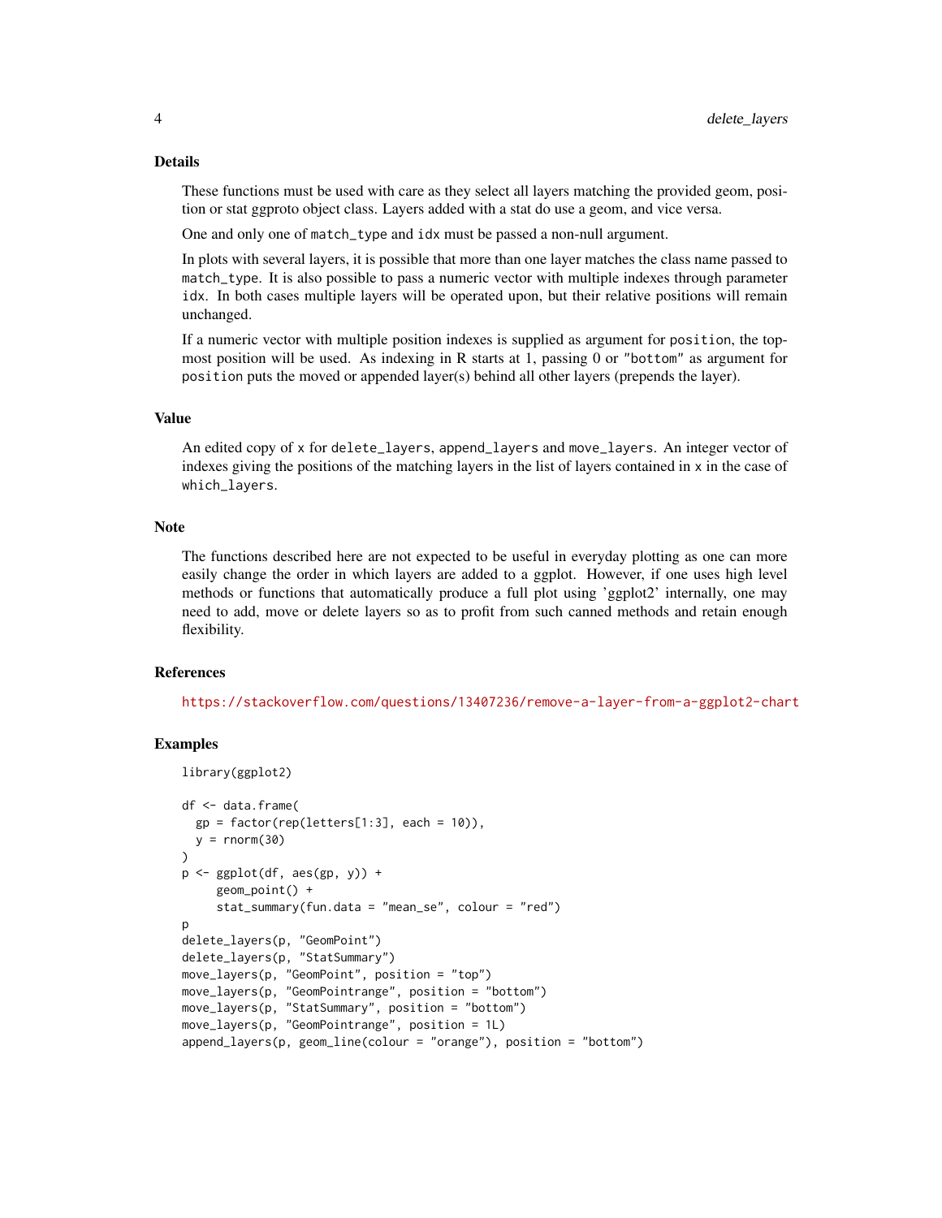## Details

These functions must be used with care as they select all layers matching the provided geom, position or stat ggproto object class. Layers added with a stat do use a geom, and vice versa.

One and only one of `match_type` and `idx` must be passed a non-null argument.

In plots with several layers, it is possible that more than one layer matches the class name passed to `match_type`. It is also possible to pass a numeric vector with multiple indexes through parameter `idx`. In both cases multiple layers will be operated upon, but their relative positions will remain unchanged.

If a numeric vector with multiple position indexes is supplied as argument for `position`, the topmost position will be used. As indexing in R starts at 1, passing 0 or `"bottom"` as argument for `position` puts the moved or appended layer(s) behind all other layers (prepends the layer).

## Value

An edited copy of `x` for `delete_layers`, `append_layers` and `move_layers`. An integer vector of indexes giving the positions of the matching layers in the list of layers contained in `x` in the case of `which_layers`.

## Note

The functions described here are not expected to be useful in everyday plotting as one can more easily change the order in which layers are added to a ggplot. However, if one uses high level methods or functions that automatically produce a full plot using 'ggplot2' internally, one may need to add, move or delete layers so as to profit from such canned methods and retain enough flexibility.

## References

https://stackoverflow.com/questions/13407236/remove-a-layer-from-a-ggplot2-chart

## Examples

```
library(ggplot2)

df <- data.frame(
  gp = factor(rep(letters[1:3], each = 10)),
  y = rnorm(30)
)
p <- ggplot(df, aes(gp, y)) +
     geom_point() +
     stat_summary(fun.data = "mean_se", colour = "red")
p
delete_layers(p, "GeomPoint")
delete_layers(p, "StatSummary")
move_layers(p, "GeomPoint", position = "top")
move_layers(p, "GeomPointrange", position = "bottom")
move_layers(p, "StatSummary", position = "bottom")
move_layers(p, "GeomPointrange", position = 1L)
append_layers(p, geom_line(colour = "orange"), position = "bottom")
```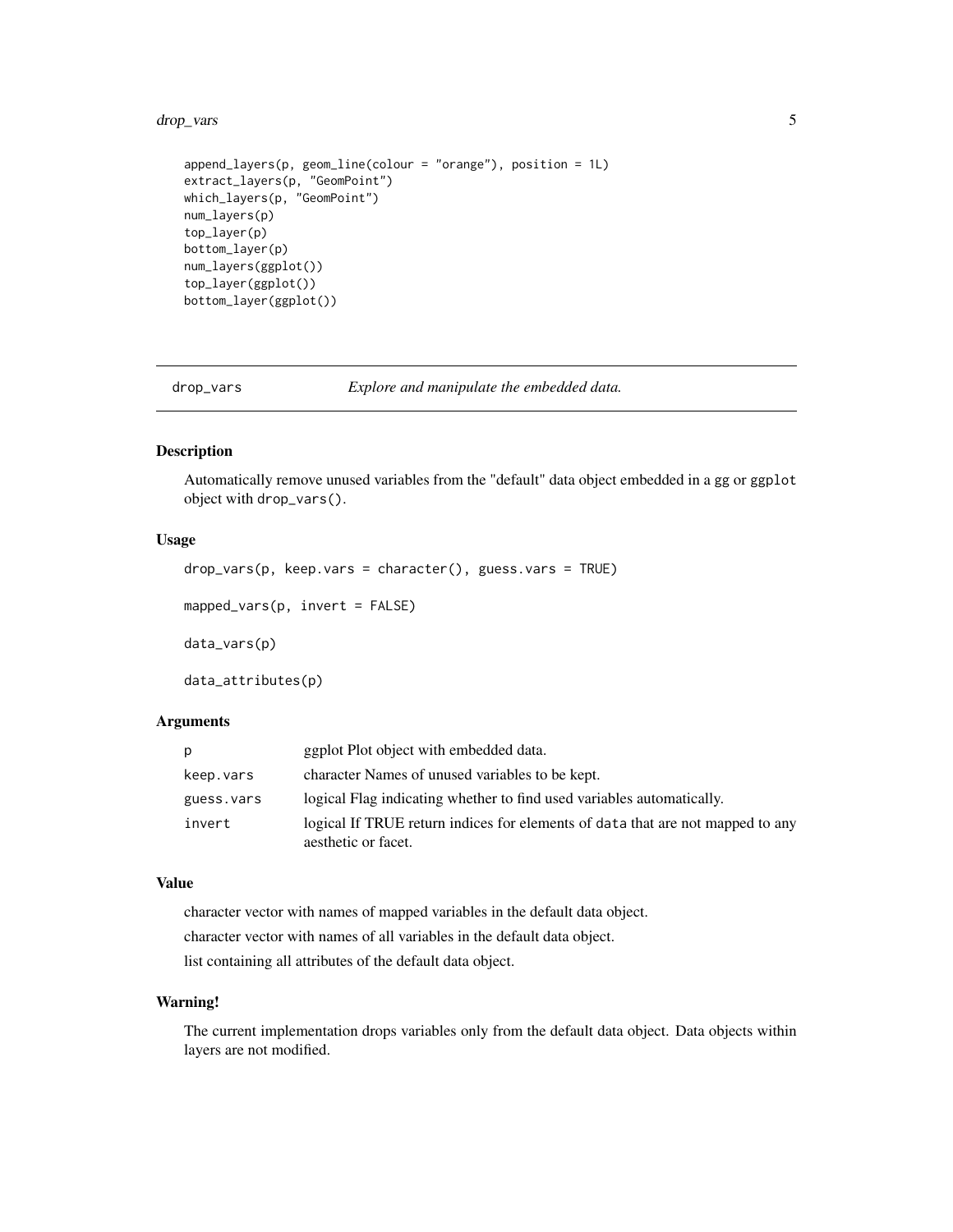```
append_layers(p, geom_line(colour = "orange"), position = 1L)
extract_layers(p, "GeomPoint")
which_layers(p, "GeomPoint")
num_layers(p)
top_layer(p)
bottom_layer(p)
num_layers(ggplot())
top_layer(ggplot())
bottom_layer(ggplot())
```

---

## drop_vars — *Explore and manipulate the embedded data.*

---

### Description

Automatically remove unused variables from the "default" data object embedded in a gg or ggplot object with drop_vars().

### Usage

```
drop_vars(p, keep.vars = character(), guess.vars = TRUE)

mapped_vars(p, invert = FALSE)

data_vars(p)

data_attributes(p)
```

### Arguments

| | |
|---|---|
| p | ggplot Plot object with embedded data. |
| keep.vars | character Names of unused variables to be kept. |
| guess.vars | logical Flag indicating whether to find used variables automatically. |
| invert | logical If TRUE return indices for elements of data that are not mapped to any aesthetic or facet. |

### Value

character vector with names of mapped variables in the default data object.

character vector with names of all variables in the default data object.

list containing all attributes of the default data object.

### Warning!

The current implementation drops variables only from the default data object. Data objects within layers are not modified.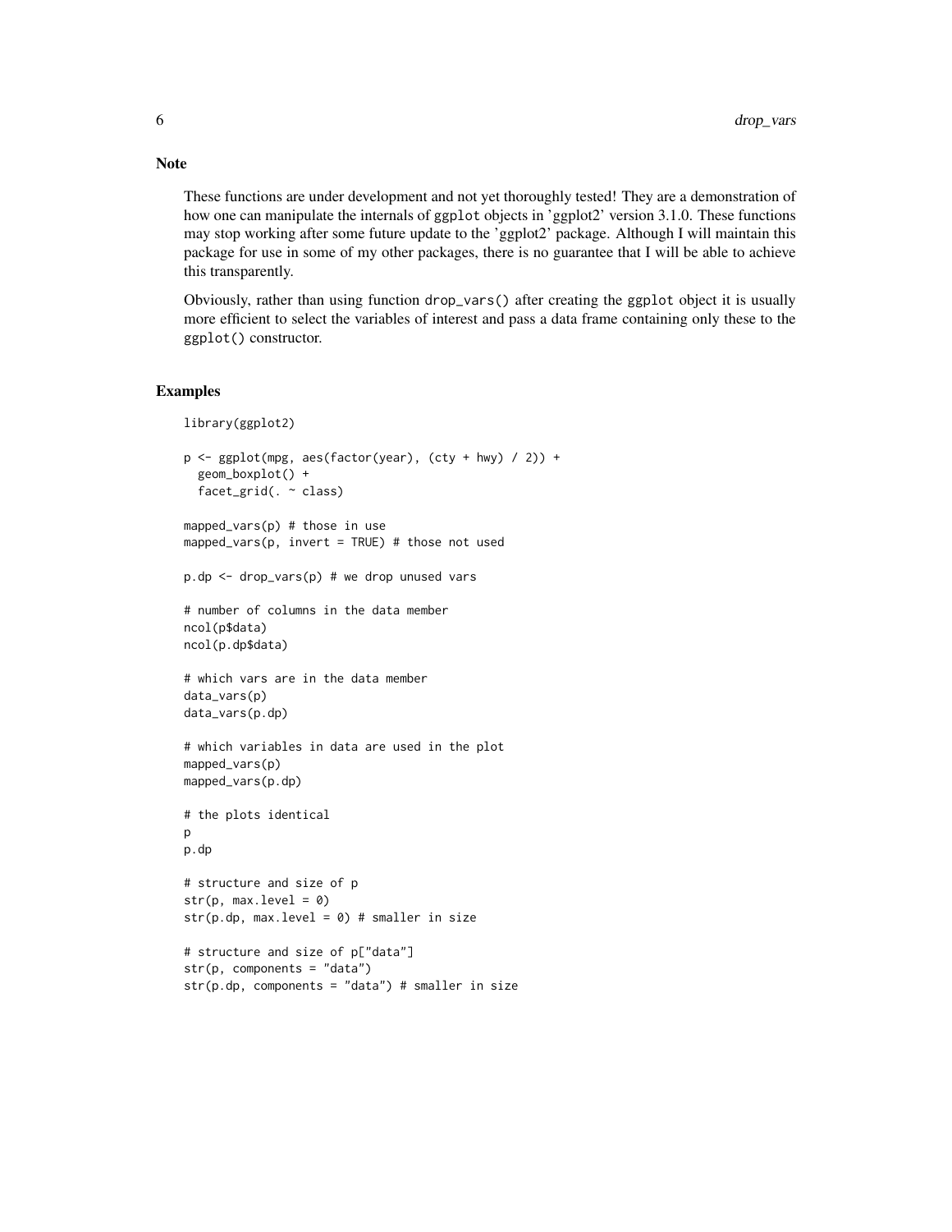## Note

These functions are under development and not yet thoroughly tested! They are a demonstration of how one can manipulate the internals of `ggplot` objects in 'ggplot2' version 3.1.0. These functions may stop working after some future update to the 'ggplot2' package. Although I will maintain this package for use in some of my other packages, there is no guarantee that I will be able to achieve this transparently.

Obviously, rather than using function `drop_vars()` after creating the `ggplot` object it is usually more efficient to select the variables of interest and pass a data frame containing only these to the `ggplot()` constructor.

## Examples

```
library(ggplot2)

p <- ggplot(mpg, aes(factor(year), (cty + hwy) / 2)) +
  geom_boxplot() +
  facet_grid(. ~ class)

mapped_vars(p) # those in use
mapped_vars(p, invert = TRUE) # those not used

p.dp <- drop_vars(p) # we drop unused vars

# number of columns in the data member
ncol(p$data)
ncol(p.dp$data)

# which vars are in the data member
data_vars(p)
data_vars(p.dp)

# which variables in data are used in the plot
mapped_vars(p)
mapped_vars(p.dp)

# the plots identical
p
p.dp

# structure and size of p
str(p, max.level = 0)
str(p.dp, max.level = 0) # smaller in size

# structure and size of p["data"]
str(p, components = "data")
str(p.dp, components = "data") # smaller in size
```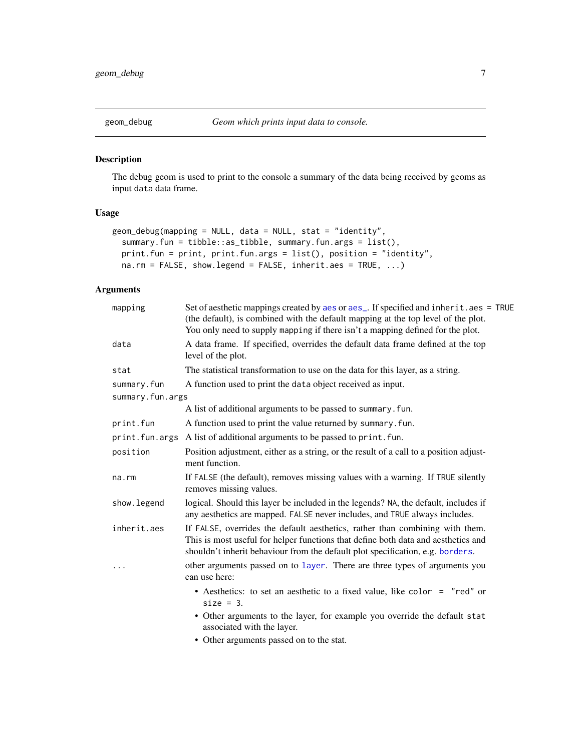## geom_debug — *Geom which prints input data to console.*

### Description

The debug geom is used to print to the console a summary of the data being received by geoms as input `data` data frame.

### Usage

```
geom_debug(mapping = NULL, data = NULL, stat = "identity",
  summary.fun = tibble::as_tibble, summary.fun.args = list(),
  print.fun = print, print.fun.args = list(), position = "identity",
  na.rm = FALSE, show.legend = FALSE, inherit.aes = TRUE, ...)
```

### Arguments

| | |
|---|---|
| `mapping` | Set of aesthetic mappings created by aes or aes_. If specified and `inherit.aes = TRUE` (the default), is combined with the default mapping at the top level of the plot. You only need to supply `mapping` if there isn't a mapping defined for the plot. |
| `data` | A data frame. If specified, overrides the default data frame defined at the top level of the plot. |
| `stat` | The statistical transformation to use on the data for this layer, as a string. |
| `summary.fun` | A function used to print the `data` object received as input. |
| `summary.fun.args` | A list of additional arguments to be passed to `summary.fun`. |
| `print.fun` | A function used to print the value returned by `summary.fun`. |
| `print.fun.args` | A list of additional arguments to be passed to `print.fun`. |
| `position` | Position adjustment, either as a string, or the result of a call to a position adjustment function. |
| `na.rm` | If `FALSE` (the default), removes missing values with a warning. If `TRUE` silently removes missing values. |
| `show.legend` | logical. Should this layer be included in the legends? `NA`, the default, includes if any aesthetics are mapped. `FALSE` never includes, and `TRUE` always includes. |
| `inherit.aes` | If `FALSE`, overrides the default aesthetics, rather than combining with them. This is most useful for helper functions that define both data and aesthetics and shouldn't inherit behaviour from the default plot specification, e.g. borders. |
| `...` | other arguments passed on to layer. There are three types of arguments you can use here: <br>• Aesthetics: to set an aesthetic to a fixed value, like `color = "red"` or `size = 3`. <br>• Other arguments to the layer, for example you override the default `stat` associated with the layer. <br>• Other arguments passed on to the stat. |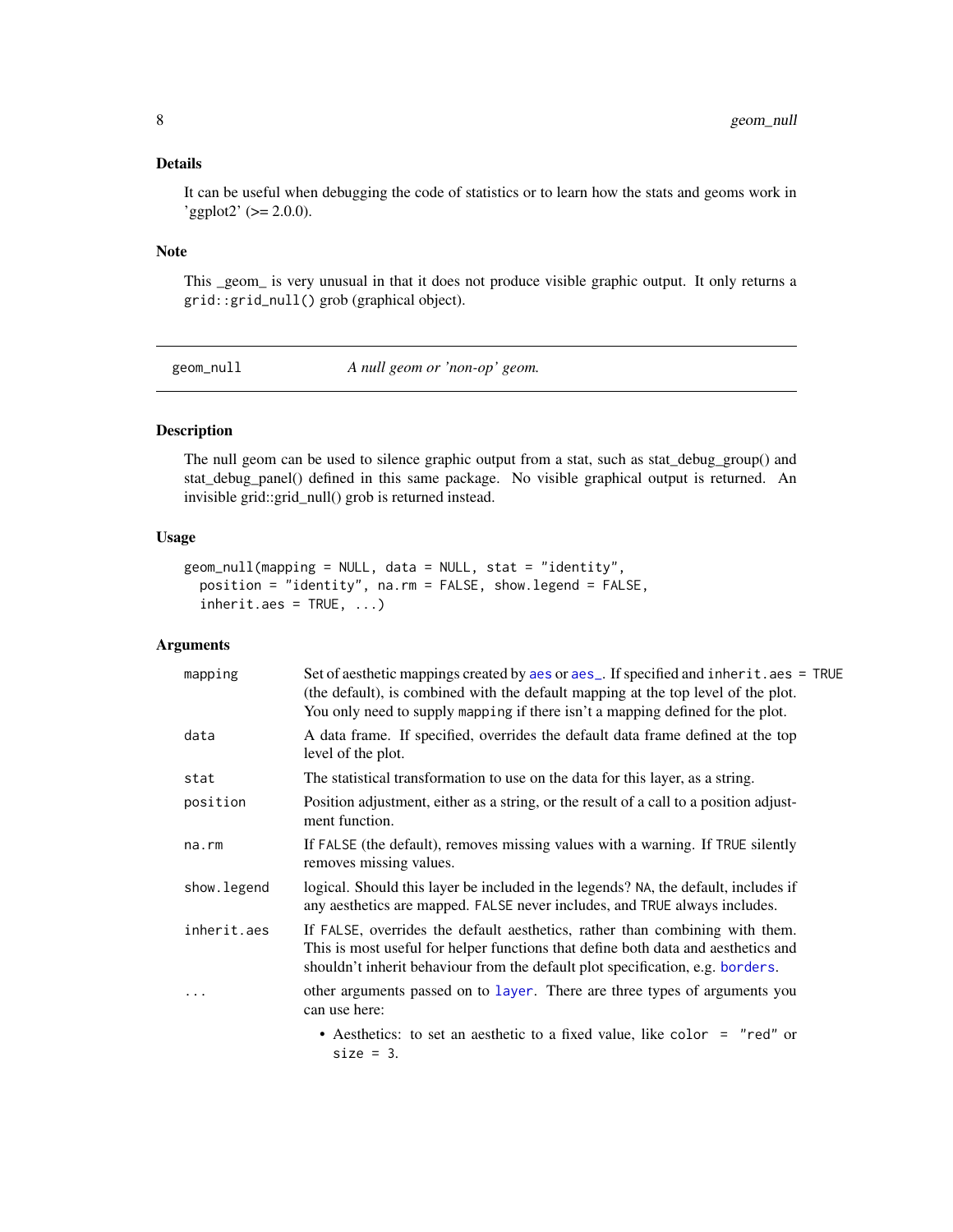### Details

It can be useful when debugging the code of statistics or to learn how the stats and geoms work in 'ggplot2' (>= 2.0.0).

### Note

This _geom_ is very unusual in that it does not produce visible graphic output. It only returns a `grid::grid_null()` grob (graphical object).

---

## geom_null — *A null geom or 'non-op' geom.*

---

### Description

The null geom can be used to silence graphic output from a stat, such as stat_debug_group() and stat_debug_panel() defined in this same package. No visible graphical output is returned. An invisible grid::grid_null() grob is returned instead.

### Usage

```
geom_null(mapping = NULL, data = NULL, stat = "identity",
  position = "identity", na.rm = FALSE, show.legend = FALSE,
  inherit.aes = TRUE, ...)
```

### Arguments

| | |
|---|---|
| `mapping` | Set of aesthetic mappings created by `aes` or `aes_`. If specified and `inherit.aes = TRUE` (the default), is combined with the default mapping at the top level of the plot. You only need to supply `mapping` if there isn't a mapping defined for the plot. |
| `data` | A data frame. If specified, overrides the default data frame defined at the top level of the plot. |
| `stat` | The statistical transformation to use on the data for this layer, as a string. |
| `position` | Position adjustment, either as a string, or the result of a call to a position adjustment function. |
| `na.rm` | If `FALSE` (the default), removes missing values with a warning. If `TRUE` silently removes missing values. |
| `show.legend` | logical. Should this layer be included in the legends? `NA`, the default, includes if any aesthetics are mapped. `FALSE` never includes, and `TRUE` always includes. |
| `inherit.aes` | If `FALSE`, overrides the default aesthetics, rather than combining with them. This is most useful for helper functions that define both data and aesthetics and shouldn't inherit behaviour from the default plot specification, e.g. `borders`. |
| `...` | other arguments passed on to `layer`. There are three types of arguments you can use here:<br>• Aesthetics: to set an aesthetic to a fixed value, like `color = "red"` or `size = 3`. |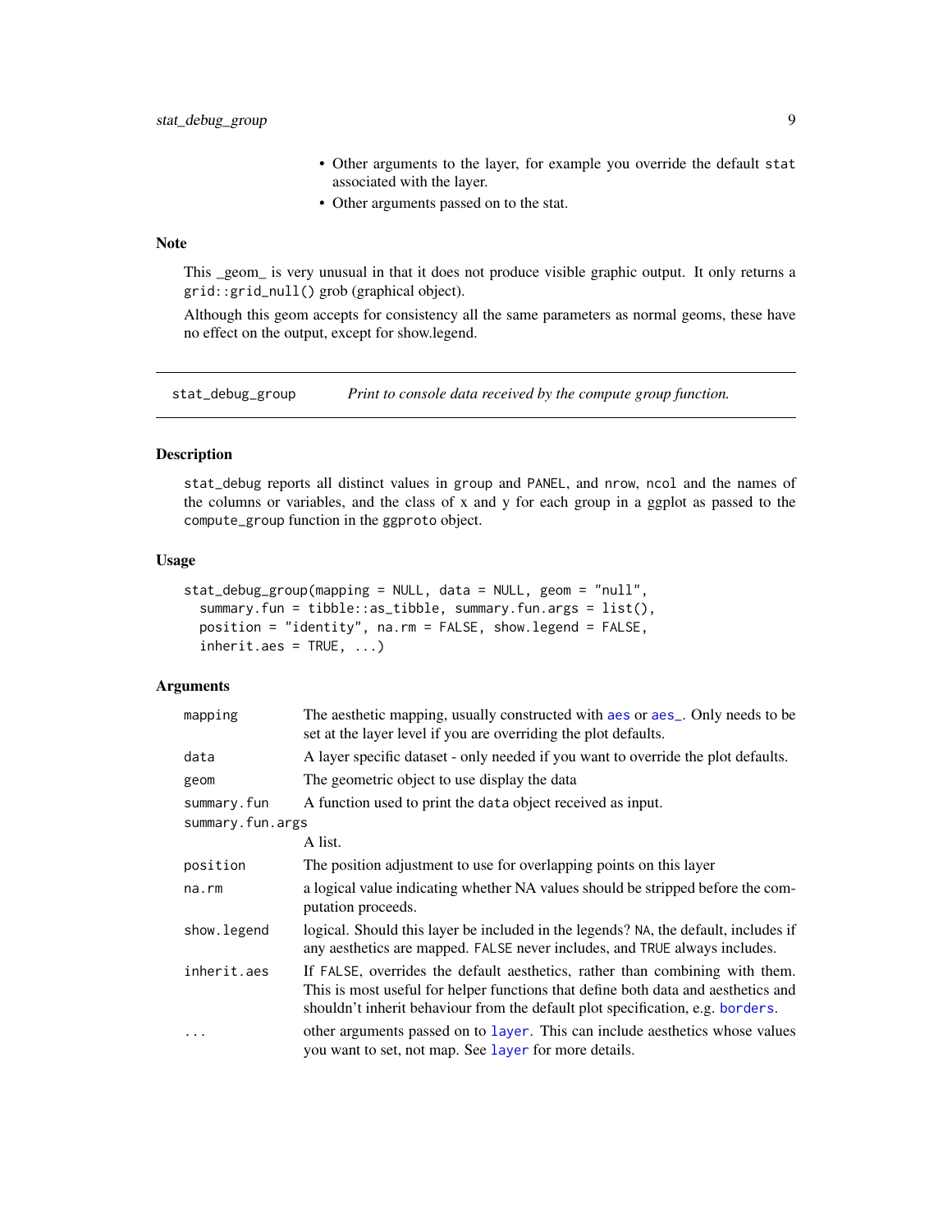- Other arguments to the layer, for example you override the default `stat` associated with the layer.
- Other arguments passed on to the stat.

### Note

This _geom_ is very unusual in that it does not produce visible graphic output. It only returns a `grid::grid_null()` grob (graphical object).

Although this geom accepts for consistency all the same parameters as normal geoms, these have no effect on the output, except for show.legend.

---

## stat_debug_group — *Print to console data received by the compute group function.*

---

### Description

`stat_debug` reports all distinct values in `group` and `PANEL`, and `nrow`, `ncol` and the names of the columns or variables, and the class of x and y for each group in a ggplot as passed to the `compute_group` function in the `ggproto` object.

### Usage

```
stat_debug_group(mapping = NULL, data = NULL, geom = "null",
  summary.fun = tibble::as_tibble, summary.fun.args = list(),
  position = "identity", na.rm = FALSE, show.legend = FALSE,
  inherit.aes = TRUE, ...)
```

### Arguments

| | |
|---|---|
| `mapping` | The aesthetic mapping, usually constructed with `aes` or `aes_`. Only needs to be set at the layer level if you are overriding the plot defaults. |
| `data` | A layer specific dataset - only needed if you want to override the plot defaults. |
| `geom` | The geometric object to use display the data |
| `summary.fun` | A function used to print the `data` object received as input. |
| `summary.fun.args` | A list. |
| `position` | The position adjustment to use for overlapping points on this layer |
| `na.rm` | a logical value indicating whether NA values should be stripped before the computation proceeds. |
| `show.legend` | logical. Should this layer be included in the legends? `NA`, the default, includes if any aesthetics are mapped. `FALSE` never includes, and `TRUE` always includes. |
| `inherit.aes` | If `FALSE`, overrides the default aesthetics, rather than combining with them. This is most useful for helper functions that define both data and aesthetics and shouldn't inherit behaviour from the default plot specification, e.g. `borders`. |
| `...` | other arguments passed on to `layer`. This can include aesthetics whose values you want to set, not map. See `layer` for more details. |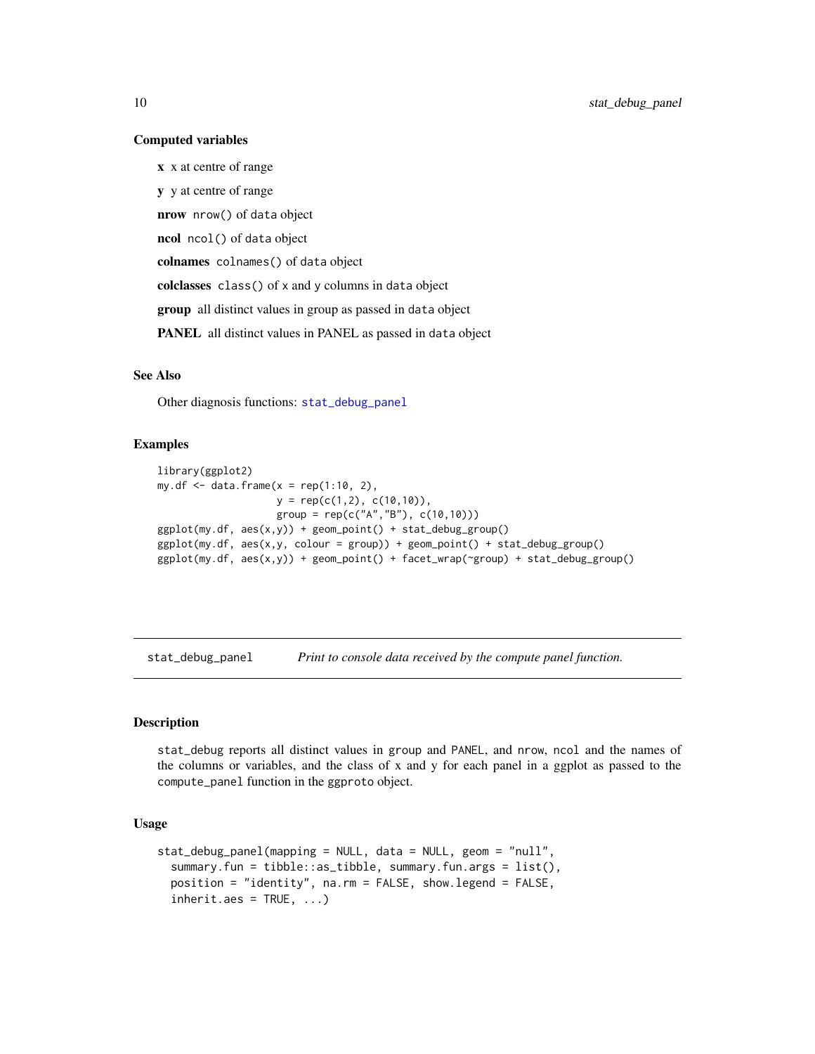### Computed variables

**x** x at centre of range

**y** y at centre of range

**nrow** `nrow()` of `data` object

**ncol** `ncol()` of `data` object

**colnames** `colnames()` of `data` object

**colclasses** `class()` of `x` and `y` columns in `data` object

**group** all distinct values in group as passed in `data` object

**PANEL** all distinct values in PANEL as passed in `data` object

### See Also

Other diagnosis functions: `stat_debug_panel`

### Examples

```
library(ggplot2)
my.df <- data.frame(x = rep(1:10, 2),
                    y = rep(c(1,2), c(10,10)),
                    group = rep(c("A","B"), c(10,10)))
ggplot(my.df, aes(x,y)) + geom_point() + stat_debug_group()
ggplot(my.df, aes(x,y, colour = group)) + geom_point() + stat_debug_group()
ggplot(my.df, aes(x,y)) + geom_point() + facet_wrap(~group) + stat_debug_group()
```

---

## `stat_debug_panel` *Print to console data received by the compute panel function.*

---

### Description

`stat_debug` reports all distinct values in `group` and `PANEL`, and `nrow`, `ncol` and the names of the columns or variables, and the class of x and y for each panel in a ggplot as passed to the `compute_panel` function in the `ggproto` object.

### Usage

```
stat_debug_panel(mapping = NULL, data = NULL, geom = "null",
  summary.fun = tibble::as_tibble, summary.fun.args = list(),
  position = "identity", na.rm = FALSE, show.legend = FALSE,
  inherit.aes = TRUE, ...)
```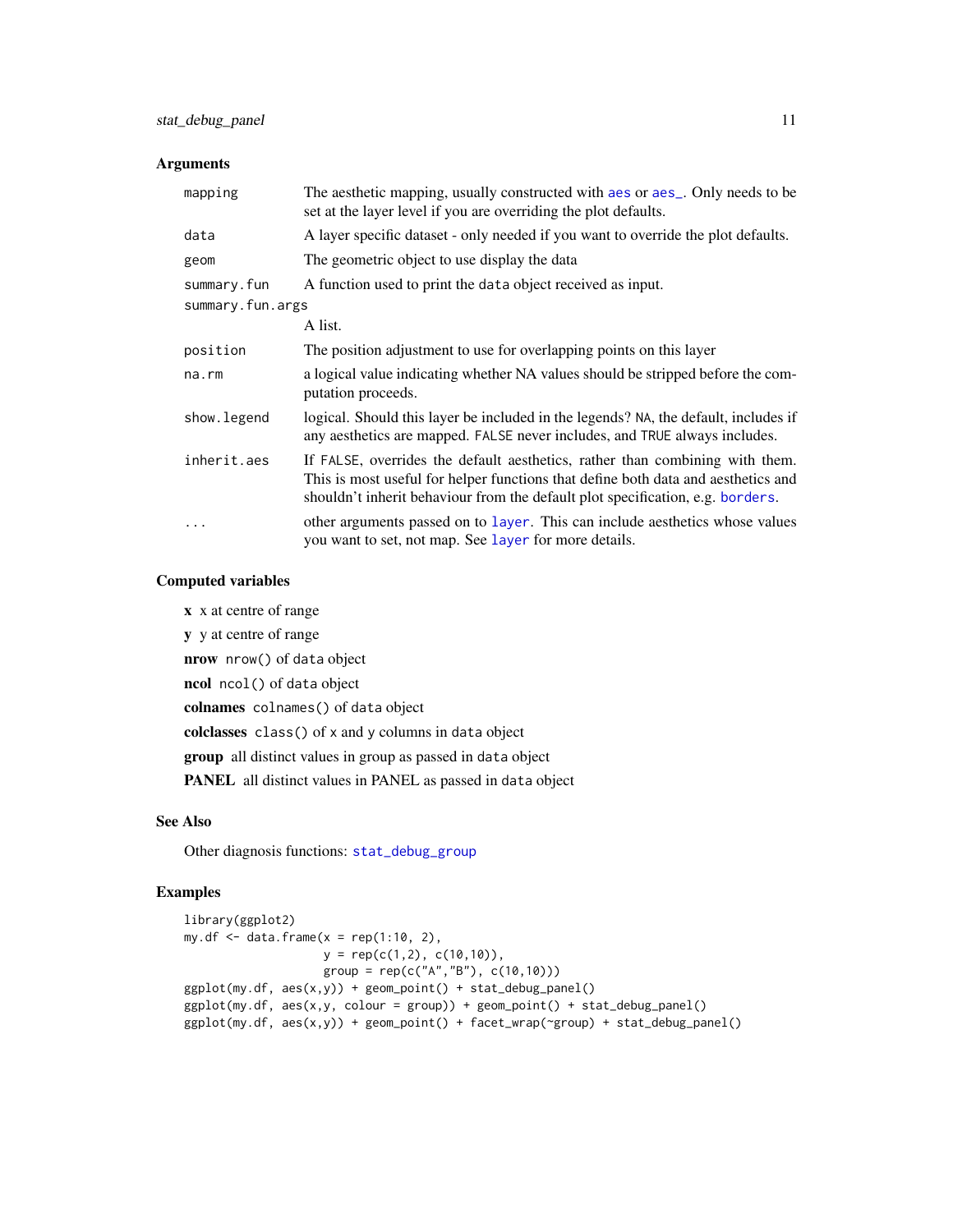## Arguments

| Argument | Description |
|---|---|
| `mapping` | The aesthetic mapping, usually constructed with `aes` or `aes_`. Only needs to be set at the layer level if you are overriding the plot defaults. |
| `data` | A layer specific dataset - only needed if you want to override the plot defaults. |
| `geom` | The geometric object to use display the data |
| `summary.fun` | A function used to print the `data` object received as input. |
| `summary.fun.args` | A list. |
| `position` | The position adjustment to use for overlapping points on this layer |
| `na.rm` | a logical value indicating whether NA values should be stripped before the computation proceeds. |
| `show.legend` | logical. Should this layer be included in the legends? `NA`, the default, includes if any aesthetics are mapped. `FALSE` never includes, and `TRUE` always includes. |
| `inherit.aes` | If `FALSE`, overrides the default aesthetics, rather than combining with them. This is most useful for helper functions that define both data and aesthetics and shouldn't inherit behaviour from the default plot specification, e.g. `borders`. |
| `...` | other arguments passed on to `layer`. This can include aesthetics whose values you want to set, not map. See `layer` for more details. |

## Computed variables

**x** x at centre of range

**y** y at centre of range

**nrow** `nrow()` of `data` object

**ncol** `ncol()` of `data` object

**colnames** `colnames()` of `data` object

**colclasses** `class()` of `x` and `y` columns in `data` object

**group** all distinct values in group as passed in `data` object

**PANEL** all distinct values in PANEL as passed in `data` object

## See Also

Other diagnosis functions: `stat_debug_group`

## Examples

```
library(ggplot2)
my.df <- data.frame(x = rep(1:10, 2),
                    y = rep(c(1,2), c(10,10)),
                    group = rep(c("A","B"), c(10,10)))
ggplot(my.df, aes(x,y)) + geom_point() + stat_debug_panel()
ggplot(my.df, aes(x,y, colour = group)) + geom_point() + stat_debug_panel()
ggplot(my.df, aes(x,y)) + geom_point() + facet_wrap(~group) + stat_debug_panel()
```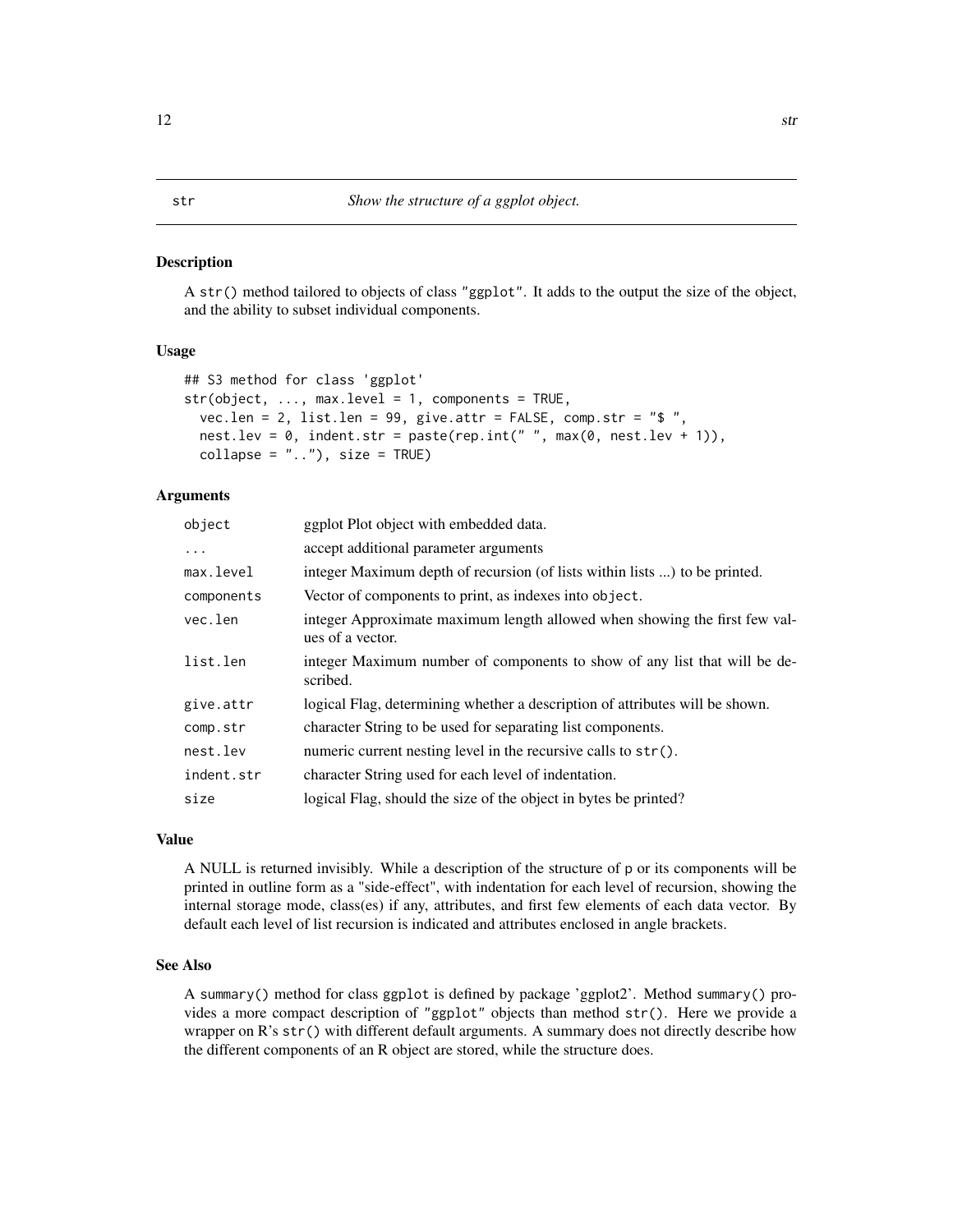## str — *Show the structure of a ggplot object.*

### Description

A `str()` method tailored to objects of class `"ggplot"`. It adds to the output the size of the object, and the ability to subset individual components.

### Usage

```
## S3 method for class 'ggplot'
str(object, ..., max.level = 1, components = TRUE,
  vec.len = 2, list.len = 99, give.attr = FALSE, comp.str = "$ ",
  nest.lev = 0, indent.str = paste(rep.int(" ", max(0, nest.lev + 1)),
  collapse = ".."), size = TRUE)
```

### Arguments

| | |
|---|---|
| `object` | ggplot Plot object with embedded data. |
| `...` | accept additional parameter arguments |
| `max.level` | integer Maximum depth of recursion (of lists within lists ...) to be printed. |
| `components` | Vector of components to print, as indexes into `object`. |
| `vec.len` | integer Approximate maximum length allowed when showing the first few values of a vector. |
| `list.len` | integer Maximum number of components to show of any list that will be described. |
| `give.attr` | logical Flag, determining whether a description of attributes will be shown. |
| `comp.str` | character String to be used for separating list components. |
| `nest.lev` | numeric current nesting level in the recursive calls to `str()`. |
| `indent.str` | character String used for each level of indentation. |
| `size` | logical Flag, should the size of the object in bytes be printed? |

### Value

A NULL is returned invisibly. While a description of the structure of p or its components will be printed in outline form as a "side-effect", with indentation for each level of recursion, showing the internal storage mode, class(es) if any, attributes, and first few elements of each data vector. By default each level of list recursion is indicated and attributes enclosed in angle brackets.

### See Also

A `summary()` method for class `ggplot` is defined by package 'ggplot2'. Method `summary()` provides a more compact description of `"ggplot"` objects than method `str()`. Here we provide a wrapper on R's `str()` with different default arguments. A summary does not directly describe how the different components of an R object are stored, while the structure does.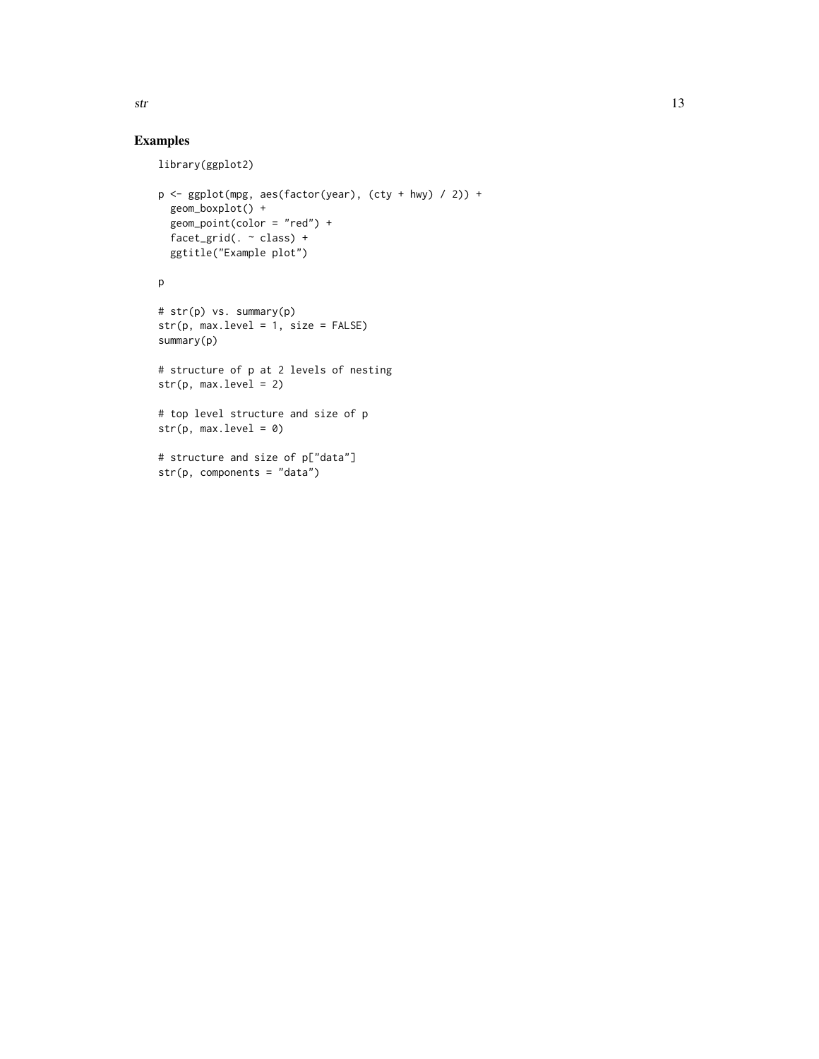## Examples

```
library(ggplot2)

p <- ggplot(mpg, aes(factor(year), (cty + hwy) / 2)) +
  geom_boxplot() +
  geom_point(color = "red") +
  facet_grid(. ~ class) +
  ggtitle("Example plot")

p

# str(p) vs. summary(p)
str(p, max.level = 1, size = FALSE)
summary(p)

# structure of p at 2 levels of nesting
str(p, max.level = 2)

# top level structure and size of p
str(p, max.level = 0)

# structure and size of p["data"]
str(p, components = "data")
```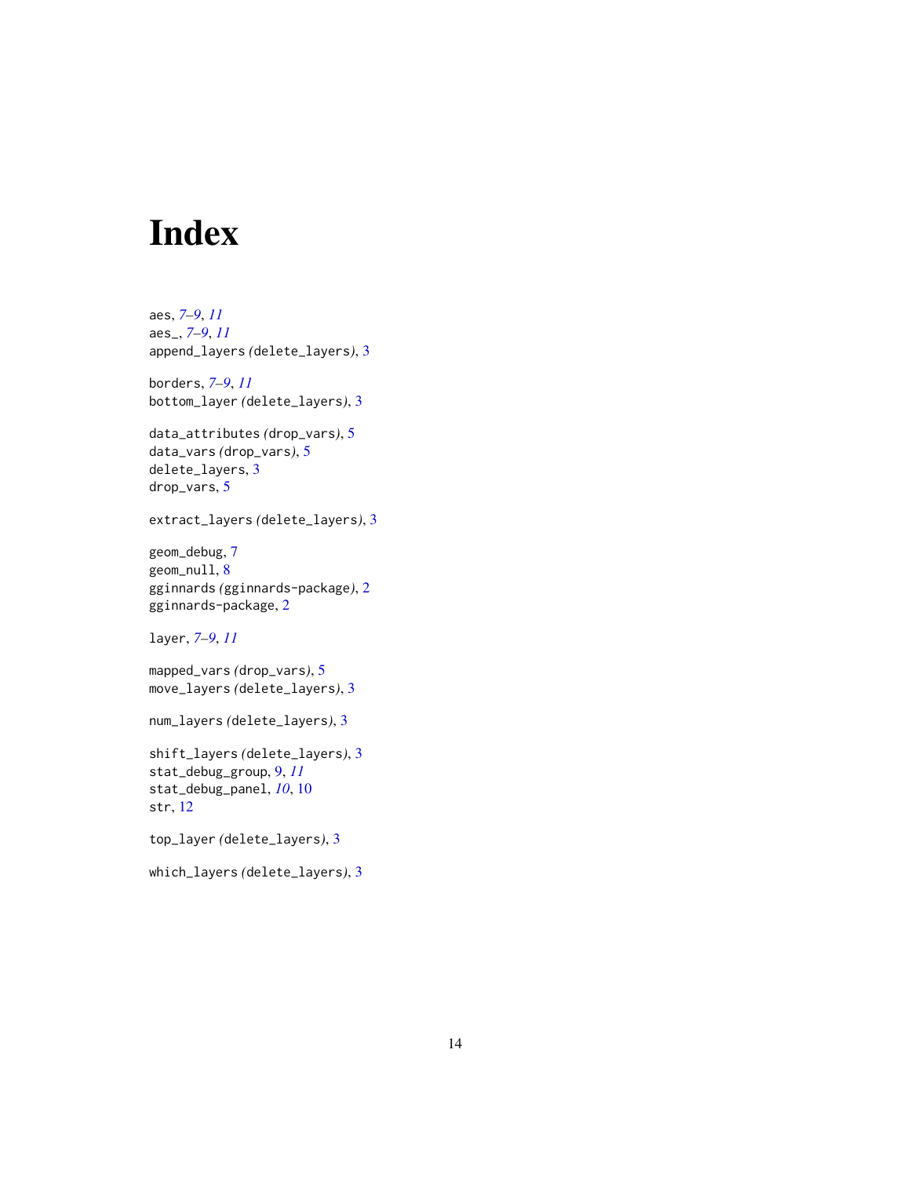# Index

aes, *7–9*, *11*
aes_, *7–9*, *11*
append_layers *(*delete_layers*)*, 3

borders, *7–9*, *11*
bottom_layer *(*delete_layers*)*, 3

data_attributes *(*drop_vars*)*, 5
data_vars *(*drop_vars*)*, 5
delete_layers, 3
drop_vars, 5

extract_layers *(*delete_layers*)*, 3

geom_debug, 7
geom_null, 8
gginnards *(*gginnards-package*)*, 2
gginnards-package, 2

layer, *7–9*, *11*

mapped_vars *(*drop_vars*)*, 5
move_layers *(*delete_layers*)*, 3

num_layers *(*delete_layers*)*, 3

shift_layers *(*delete_layers*)*, 3
stat_debug_group, 9, *11*
stat_debug_panel, *10*, 10
str, 12

top_layer *(*delete_layers*)*, 3

which_layers *(*delete_layers*)*, 3